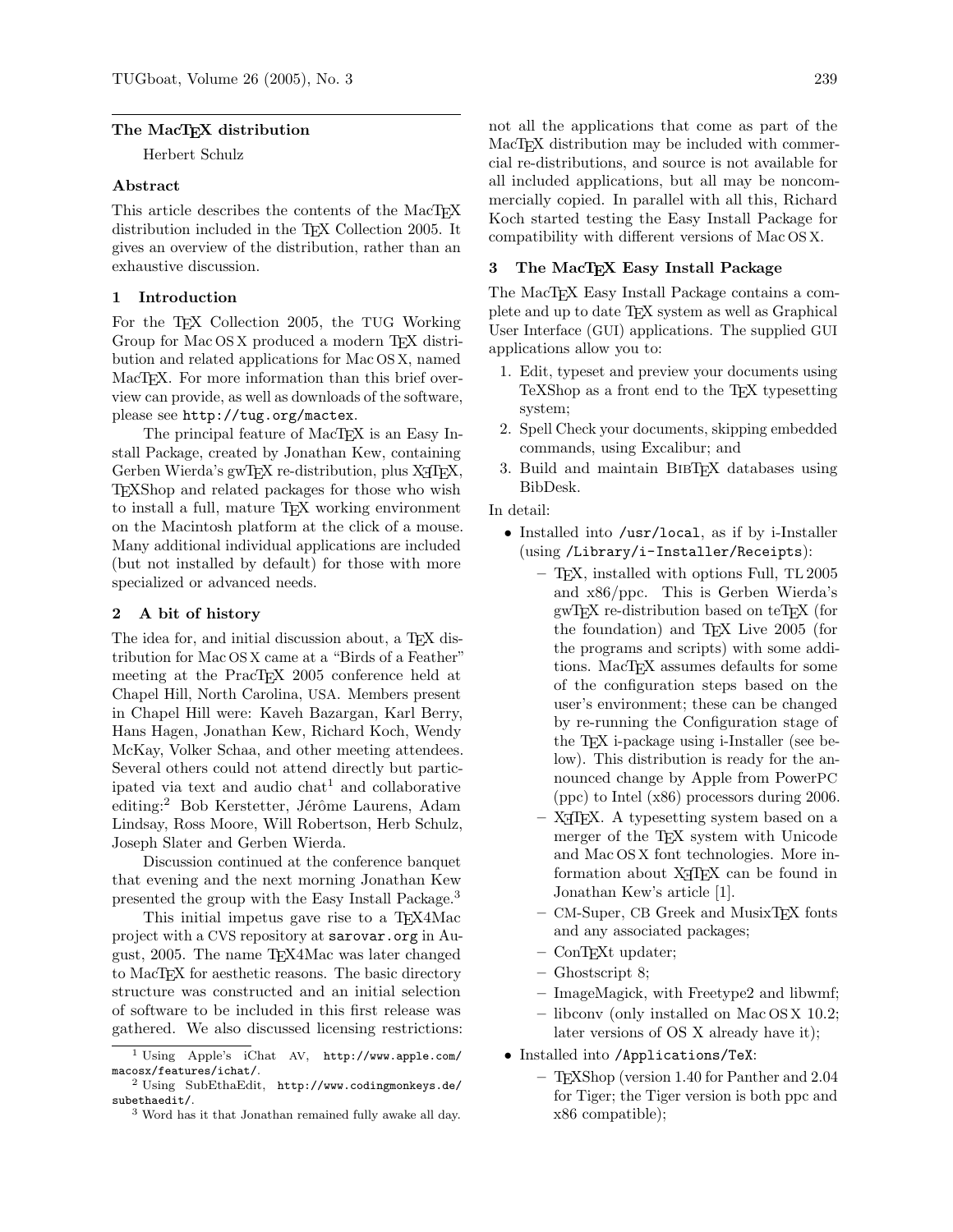## The MacTeX distribution

Herbert Schulz

### Abstract

This article describes the contents of the MacTeX distribution included in the TeX Collection 2005. It gives an overview of the distribution, rather than an exhaustive discussion.

### 1 Introduction

For the TeX Collection 2005, the TUG Working Group for Mac OS X produced a modern TeX distribution and related applications for Mac OS X, named MacTeX. For more information than this brief overview can provide, as well as downloads of the software, please see `http://tug.org/mactex`.

The principal feature of MacTeX is an Easy Install Package, created by Jonathan Kew, containing Gerben Wierda's gwTeX re-distribution, plus XeTeX, TeXShop and related packages for those who wish to install a full, mature TeX working environment on the Macintosh platform at the click of a mouse. Many additional individual applications are included (but not installed by default) for those with more specialized or advanced needs.

### 2 A bit of history

The idea for, and initial discussion about, a TeX distribution for Mac OS X came at a "Birds of a Feather" meeting at the PracTeX 2005 conference held at Chapel Hill, North Carolina, USA. Members present in Chapel Hill were: Kaveh Bazargan, Karl Berry, Hans Hagen, Jonathan Kew, Richard Koch, Wendy McKay, Volker Schaa, and other meeting attendees. Several others could not attend directly but participated via text and audio chat[1] and collaborative editing:[2] Bob Kerstetter, Jérôme Laurens, Adam Lindsay, Ross Moore, Will Robertson, Herb Schulz, Joseph Slater and Gerben Wierda.

Discussion continued at the conference banquet that evening and the next morning Jonathan Kew presented the group with the Easy Install Package.[3]

This initial impetus gave rise to a TeX4Mac project with a CVS repository at `sarovar.org` in August, 2005. The name TeX4Mac was later changed to MacTeX for aesthetic reasons. The basic directory structure was constructed and an initial selection of software to be included in this first release was gathered. We also discussed licensing restrictions: not all the applications that come as part of the MacTeX distribution may be included with commercial re-distributions, and source is not available for all included applications, but all may be noncommercially copied. In parallel with all this, Richard Koch started testing the Easy Install Package for compatibility with different versions of Mac OS X.

### 3 The MacTeX Easy Install Package

The MacTeX Easy Install Package contains a complete and up to date TeX system as well as Graphical User Interface (GUI) applications. The supplied GUI applications allow you to:

1. Edit, typeset and preview your documents using TeXShop as a front end to the TeX typesetting system;
2. Spell Check your documents, skipping embedded commands, using Excalibur; and
3. Build and maintain BibTeX databases using BibDesk.

In detail:

- Installed into `/usr/local`, as if by i-Installer (using `/Library/i-Installer/Receipts`):
  - TeX, installed with options Full, TL 2005 and x86/ppc. This is Gerben Wierda's gwTeX re-distribution based on teTeX (for the foundation) and TeX Live 2005 (for the programs and scripts) with some additions. MacTeX assumes defaults for some of the configuration steps based on the user's environment; these can be changed by re-running the Configuration stage of the TeX i-package using i-Installer (see below). This distribution is ready for the announced change by Apple from PowerPC (ppc) to Intel (x86) processors during 2006.
  - XeTeX. A typesetting system based on a merger of the TeX system with Unicode and Mac OS X font technologies. More information about XeTeX can be found in Jonathan Kew's article [1].
  - CM-Super, CB Greek and MusixTeX fonts and any associated packages;
  - ConTeXt updater;
  - Ghostscript 8;
  - ImageMagick, with Freetype2 and libwmf;
  - libconv (only installed on Mac OS X 10.2; later versions of OS X already have it);
- Installed into `/Applications/TeX`:
  - TeXShop (version 1.40 for Panther and 2.04 for Tiger; the Tiger version is both ppc and x86 compatible);

---

[1] Using Apple's iChat AV, `http://www.apple.com/macosx/features/ichat/`.

[2] Using SubEthaEdit, `http://www.codingmonkeys.de/subethaedit/`.

[3] Word has it that Jonathan remained fully awake all day.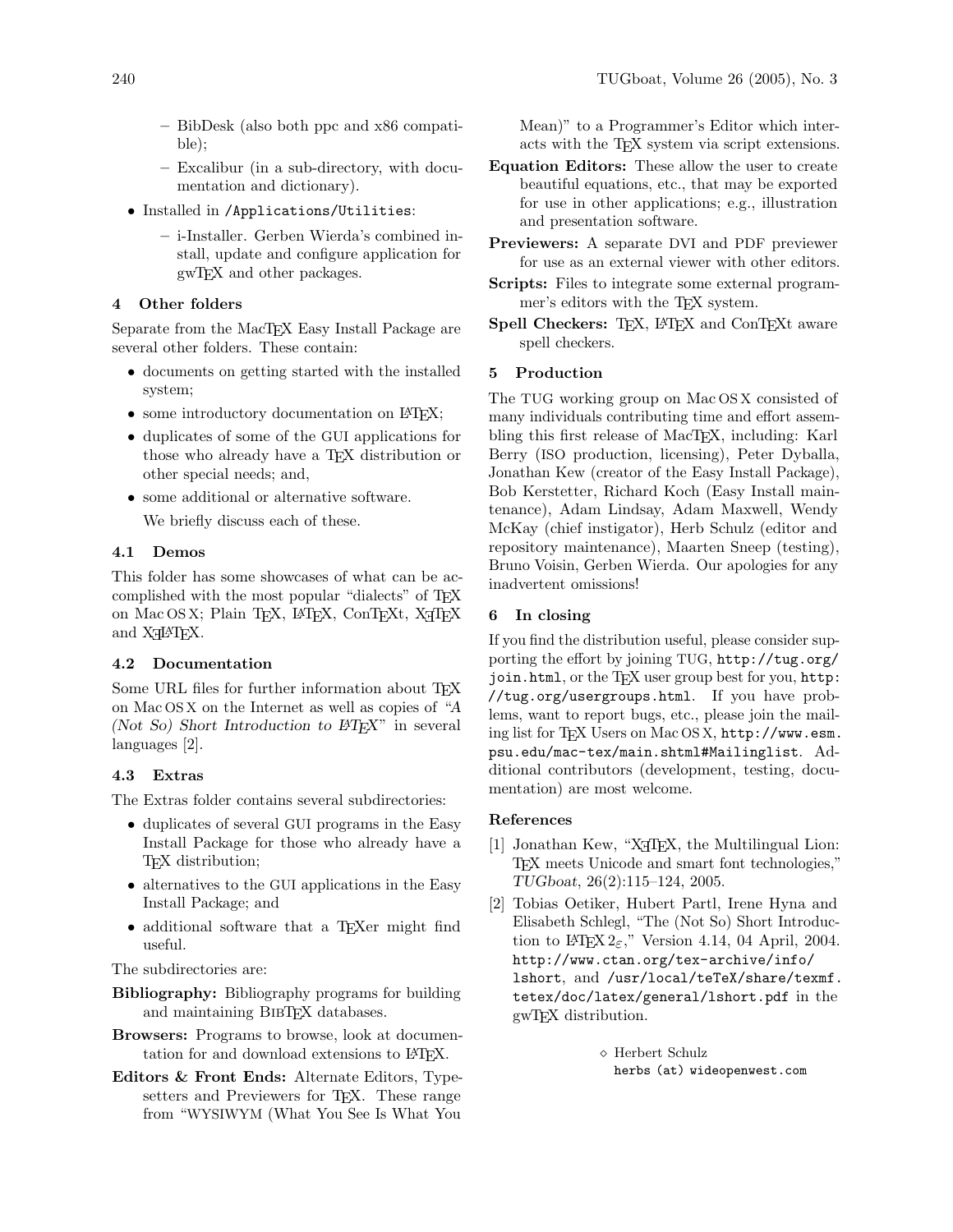- BibDesk (also both ppc and x86 compatible);
  - Excalibur (in a sub-directory, with documentation and dictionary).
- Installed in `/Applications/Utilities`:
  - i-Installer. Gerben Wierda's combined install, update and configure application for gwTeX and other packages.

## 4 Other folders

Separate from the MacTeX Easy Install Package are several other folders. These contain:

- documents on getting started with the installed system;
- some introductory documentation on LaTeX;
- duplicates of some of the GUI applications for those who already have a TeX distribution or other special needs; and,
- some additional or alternative software.

We briefly discuss each of these.

### 4.1 Demos

This folder has some showcases of what can be accomplished with the most popular "dialects" of TeX on Mac OS X; Plain TeX, LaTeX, ConTeXt, XeTeX and XeLaTeX.

### 4.2 Documentation

Some URL files for further information about TeX on Mac OS X on the Internet as well as copies of "*A (Not So) Short Introduction to LaTeX*" in several languages [2].

### 4.3 Extras

The Extras folder contains several subdirectories:

- duplicates of several GUI programs in the Easy Install Package for those who already have a TeX distribution;
- alternatives to the GUI applications in the Easy Install Package; and
- additional software that a TeXer might find useful.

The subdirectories are:

**Bibliography:** Bibliography programs for building and maintaining BibTeX databases.

**Browsers:** Programs to browse, look at documentation for and download extensions to LaTeX.

**Editors & Front Ends:** Alternate Editors, Typesetters and Previewers for TeX. These range from "WYSIWYM (What You See Is What You Mean)" to a Programmer's Editor which interacts with the TeX system via script extensions.

**Equation Editors:** These allow the user to create beautiful equations, etc., that may be exported for use in other applications; e.g., illustration and presentation software.

**Previewers:** A separate DVI and PDF previewer for use as an external viewer with other editors.

**Scripts:** Files to integrate some external programmer's editors with the TeX system.

**Spell Checkers:** TeX, LaTeX and ConTeXt aware spell checkers.

## 5 Production

The TUG working group on Mac OS X consisted of many individuals contributing time and effort assembling this first release of MacTeX, including: Karl Berry (ISO production, licensing), Peter Dyballa, Jonathan Kew (creator of the Easy Install Package), Bob Kerstetter, Richard Koch (Easy Install maintenance), Adam Lindsay, Adam Maxwell, Wendy McKay (chief instigator), Herb Schulz (editor and repository maintenance), Maarten Sneep (testing), Bruno Voisin, Gerben Wierda. Our apologies for any inadvertent omissions!

## 6 In closing

If you find the distribution useful, please consider supporting the effort by joining TUG, `http://tug.org/join.html`, or the TeX user group best for you, `http://tug.org/usergroups.html`. If you have problems, want to report bugs, etc., please join the mailing list for TeX Users on Mac OS X, `http://www.esm.psu.edu/mac-tex/main.shtml#Mailinglist`. Additional contributors (development, testing, documentation) are most welcome.

### References

[1] Jonathan Kew, "XeTeX, the Multilingual Lion: TeX meets Unicode and smart font technologies," *TUGboat*, 26(2):115–124, 2005.

[2] Tobias Oetiker, Hubert Partl, Irene Hyna and Elisabeth Schlegl, "The (Not So) Short Introduction to LaTeX $2_\varepsilon$," Version 4.14, 04 April, 2004. `http://www.ctan.org/tex-archive/info/lshort`, and `/usr/local/teTeX/share/texmf.tetex/doc/latex/general/lshort.pdf` in the gwTeX distribution.

⋄ Herbert Schulz
`herbs (at) wideopenwest.com`